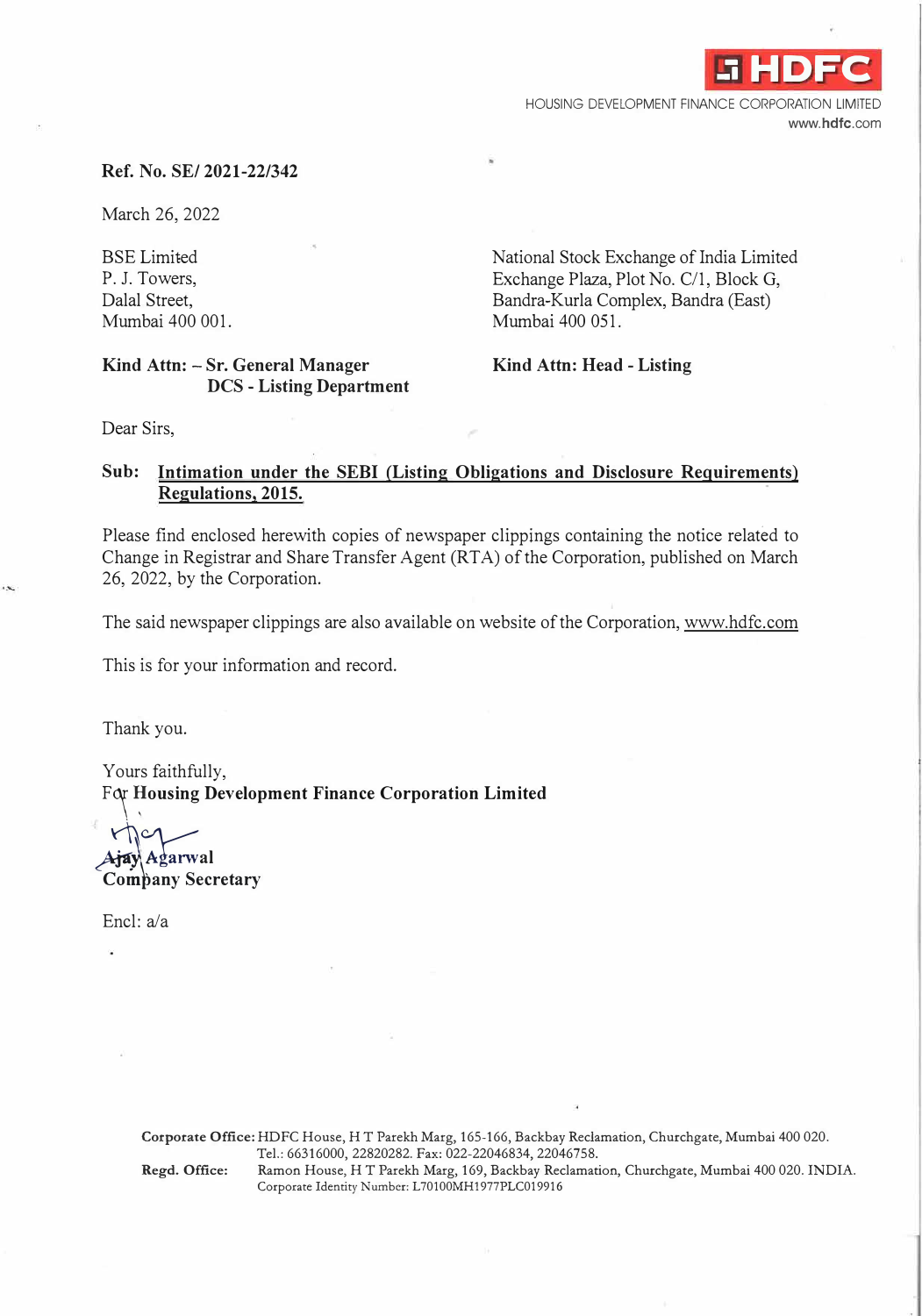HDFC

HOUSING DEVELOPMENT FINANCE CORPORATION LIMITED
www.hdfc.com

**Ref. No. SE/ 2021-22/342**

March 26, 2022

BSE Limited
P. J. Towers,
Dalal Street,
Mumbai 400 001.

**Kind Attn: – Sr. General Manager**
**DCS - Listing Department**

National Stock Exchange of India Limited
Exchange Plaza, Plot No. C/1, Block G,
Bandra-Kurla Complex, Bandra (East)
Mumbai 400 051.

**Kind Attn: Head - Listing**

Dear Sirs,

**Sub: Intimation under the SEBI (Listing Obligations and Disclosure Requirements) Regulations, 2015.**

Please find enclosed herewith copies of newspaper clippings containing the notice related to Change in Registrar and Share Transfer Agent (RTA) of the Corporation, published on March 26, 2022, by the Corporation.

The said newspaper clippings are also available on website of the Corporation, www.hdfc.com

This is for your information and record.

Thank you.

Yours faithfully,
**For Housing Development Finance Corporation Limited**

**Ajay Agarwal**
**Company Secretary**

Encl: a/a

**Corporate Office:** HDFC House, H T Parekh Marg, 165-166, Backbay Reclamation, Churchgate, Mumbai 400 020.
Tel.: 66316000, 22820282. Fax: 022-22046834, 22046758.
**Regd. Office:** Ramon House, H T Parekh Marg, 169, Backbay Reclamation, Churchgate, Mumbai 400 020. INDIA.
Corporate Identity Number: L70100MH1977PLC019916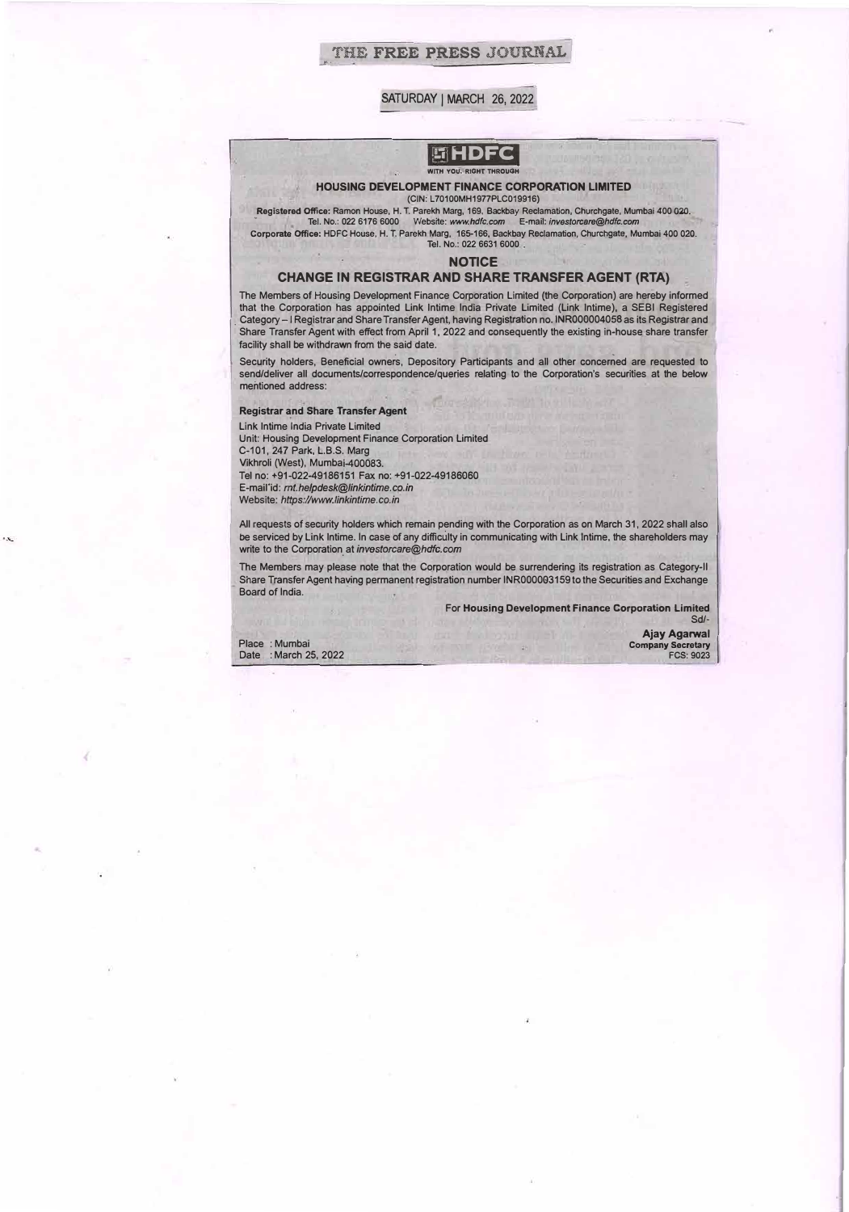THE FREE PRESS JOURNAL

SATURDAY | MARCH 26, 2022

**HDFC**
WITH YOU. RIGHT THROUGH

**HOUSING DEVELOPMENT FINANCE CORPORATION LIMITED**
(CIN: L70100MH1977PLC019916)

**Registered Office:** Ramon House, H. T. Parekh Marg, 169, Backbay Reclamation, Churchgate, Mumbai 400 020.
Tel. No.: 022 6176 6000 Website: *www.hdfc.com* E-mail: *investorcare@hdfc.com*

**Corporate Office:** HDFC House, H. T. Parekh Marg, 165-166, Backbay Reclamation, Churchgate, Mumbai 400 020.
Tel. No.: 022 6631 6000

## NOTICE

## CHANGE IN REGISTRAR AND SHARE TRANSFER AGENT (RTA)

The Members of Housing Development Finance Corporation Limited (the Corporation) are hereby informed that the Corporation has appointed Link Intime India Private Limited (Link Intime), a SEBI Registered Category – I Registrar and Share Transfer Agent, having Registration no. INR000004058 as its Registrar and Share Transfer Agent with effect from April 1, 2022 and consequently the existing in-house share transfer facility shall be withdrawn from the said date.

Security holders, Beneficial owners, Depository Participants and all other concerned are requested to send/deliver all documents/correspondence/queries relating to the Corporation's securities at the below mentioned address:

**Registrar and Share Transfer Agent**

Link Intime India Private Limited
Unit: Housing Development Finance Corporation Limited
C-101, 247 Park, L.B.S. Marg
Vikhroli (West), Mumbai-400083.
Tel no: +91-022-49186151 Fax no: +91-022-49186060
E-mail id: *rnt.helpdesk@linkintime.co.in*
Website: *https://www.linkintime.co.in*

All requests of security holders which remain pending with the Corporation as on March 31, 2022 shall also be serviced by Link Intime. In case of any difficulty in communicating with Link Intime, the shareholders may write to the Corporation at *investorcare@hdfc.com*

The Members may please note that the Corporation would be surrendering its registration as Category-II Share Transfer Agent having permanent registration number INR000003159 to the Securities and Exchange Board of India.

For **Housing Development Finance Corporation Limited**
Sd/-
**Ajay Agarwal**
**Company Secretary**
FCS: 9023

Place : Mumbai
Date : March 25, 2022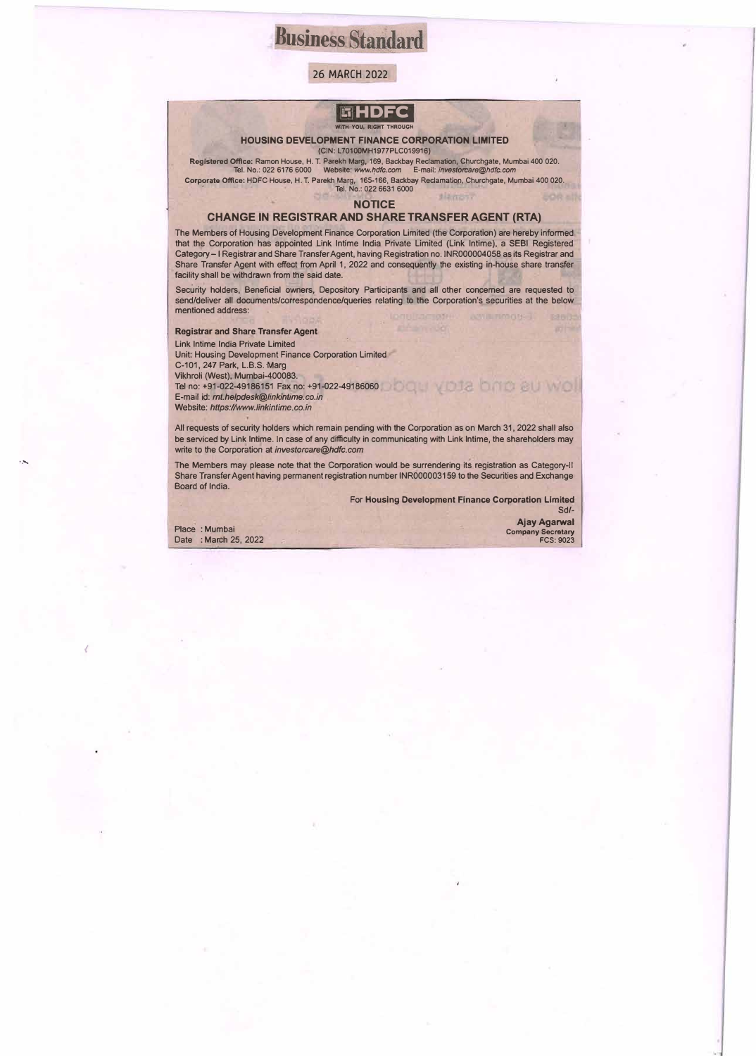# Business Standard

26 MARCH 2022

**HDFC**

WITH YOU, RIGHT THROUGH

**HOUSING DEVELOPMENT FINANCE CORPORATION LIMITED**

(CIN: L70100MH1977PLC019916)

**Registered Office:** Ramon House, H. T. Parekh Marg, 169, Backbay Reclamation, Churchgate, Mumbai 400 020. Tel. No.: 022 6176 6000 Website: *www.hdfc.com* E-mail: *investorcare@hdfc.com*

**Corporate Office:** HDFC House, H. T. Parekh Marg, 165-166, Backbay Reclamation, Churchgate, Mumbai 400 020. Tel. No.: 022 6631 6000

## NOTICE

## CHANGE IN REGISTRAR AND SHARE TRANSFER AGENT (RTA)

The Members of Housing Development Finance Corporation Limited (the Corporation) are hereby informed that the Corporation has appointed Link Intime India Private Limited (Link Intime), a SEBI Registered Category – I Registrar and Share Transfer Agent, having Registration no. INR000004058 as its Registrar and Share Transfer Agent with effect from April 1, 2022 and consequently the existing in-house share transfer facility shall be withdrawn from the said date.

Security holders, Beneficial owners, Depository Participants and all other concerned are requested to send/deliver all documents/correspondence/queries relating to the Corporation's securities at the below mentioned address:

**Registrar and Share Transfer Agent**

Link Intime India Private Limited
Unit: Housing Development Finance Corporation Limited
C-101, 247 Park, L.B.S. Marg
Vikhroli (West), Mumbai-400083.
Tel no: +91-022-49186151 Fax no: +91-022-49186060
E-mail id: *rnt.helpdesk@linkintime.co.in*
Website: *https://www.linkintime.co.in*

All requests of security holders which remain pending with the Corporation as on March 31, 2022 shall also be serviced by Link Intime. In case of any difficulty in communicating with Link Intime, the shareholders may write to the Corporation at *investorcare@hdfc.com*

The Members may please note that the Corporation would be surrendering its registration as Category-II Share Transfer Agent having permanent registration number INR000003159 to the Securities and Exchange Board of India.

For **Housing Development Finance Corporation Limited**
Sd/-
**Ajay Agarwal**
**Company Secretary**
FCS: 9023

Place : Mumbai
Date : March 25, 2022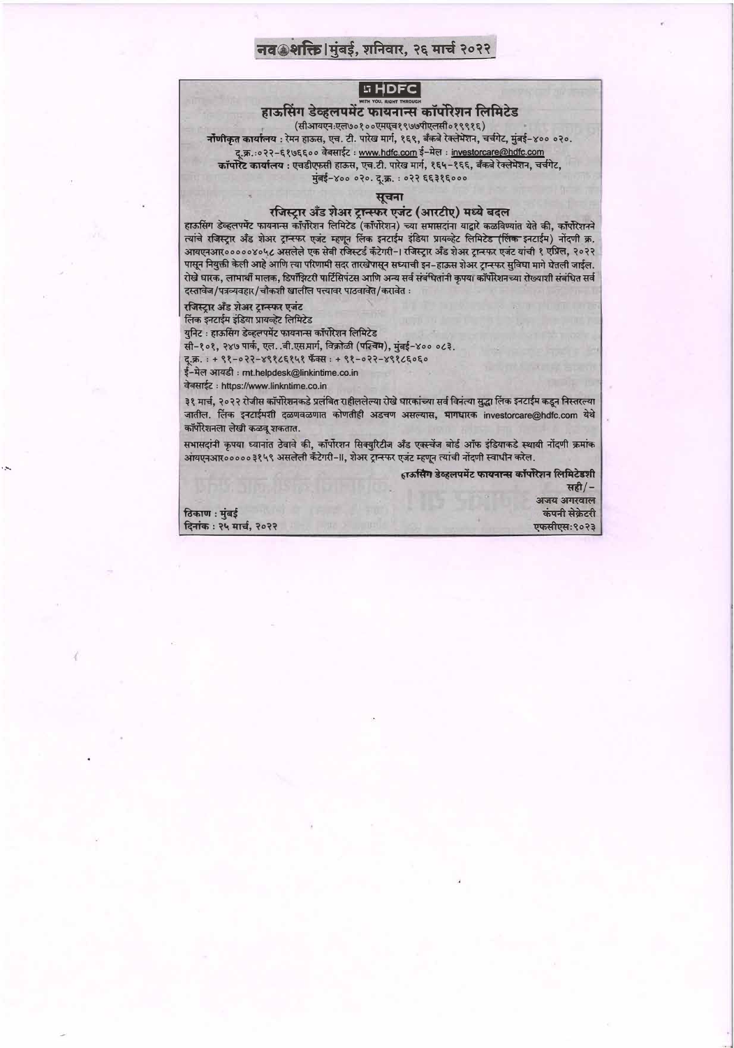नव शक्ति | मुंबई, शनिवार, २६ मार्च २०२२

HDFC
WITH YOU, RIGHT THROUGH

# हाऊसिंग डेव्हलपमेंट फायनान्स कॉर्पोरेशन लिमिटेड

(सीआयएन:एल७०१००एमएच१९७७पीएलसी०१९९१६)

**नोंणीकृत कार्यालय :** रेमन हाऊस, एच. टी. पारेख मार्ग, १६९, बँकबे रेक्लेमेशन, चर्चगेट, मुंबई-४०० ०२०.
दू.क्र.:०२२-६१७६६०० वेबसाईट : www.hdfc.com ई-मेल : investorcare@hdfc.com
**कॉर्पोरेट कार्यालय :** एचडीएफसी हाऊस, एच.टी. पारेख मार्ग, १६५-१६६, बँकबे रेक्लेमेशन, चर्चगेट, मुंबई-४०० ०२०. दू.क्र. : ०२२ ६६३१६०००

## सूचना

## रजिस्ट्रार अँड शेअर ट्रान्स्फर एजंट (आरटीए) मध्ये बदल

हाऊसिंग डेव्हलपमेंट फायनान्स कॉर्पोरेशन लिमिटेड (कॉर्पोरेशन) च्या सभासदांना याद्वारे कळविण्यात येते की, कॉर्पोरेशनने त्यांचे रजिस्ट्रार अँड शेअर ट्रान्स्फर एजंट म्हणून लिंक इनटाईम इंडिया प्रायव्हेट लिमिटेड (लिंक इनटाईम) नोंदणी क्र. आयएनआर०००००४०५८ असलेले एक सेबी रजिस्टर्ड कॅटेगरी-I रजिस्ट्रार अँड शेअर ट्रान्स्फर एजंट यांची १ एप्रिल, २०२२ पासून नियुक्ती केली आहे आणि त्या परिणामी सदर तारखेपासून सध्याची इन-हाऊस शेअर ट्रान्स्फर सुविधा मागे घेतली जाईल. रोखे धारक, लाभार्थी मालक, डिपॉझिटरी पार्टिसिपंटस आणि अन्य सर्व संबंधितांनी कृपया कॉर्पोरेशनच्या रोख्याशी संबंधित सर्व दस्तावेज/पत्रव्यवहार/चौकशी खालील पत्त्यावर पाठवावेत/करावेत :

**रजिस्ट्रार अँड शेअर ट्रान्स्फर एजंट**
लिंक इनटाईम इंडिया प्रायव्हेट लिमिटेड
युनिट : हाऊसिंग डेव्हलपमेंट फायनान्स कॉर्पोरेशन लिमिटेड
सी-१०१, २४७ पार्क, एल. .बी.एस.मार्ग, विक्रोळी (पश्चिम), मुंबई-४०० ०८३.
दू.क्र. : + ९१-०२२-४९१८६१५१ फॅक्स : + ९१-०२२-४९१८६०६०
ई-मेल आयडी : rnt.helpdesk@linkintime.co.in
वेबसाईट : https://www.linkintime.co.in

३१ मार्च, २०२२ रोजीस कॉर्पोरेशनकडे प्रलंबित राहीलेल्या रोखे धारकांच्या सर्व विनंत्या सुद्धा लिंक इनटाईम कडून निस्तरल्या जातील. लिंक इनटाईमशी दळणवळणात कोणतीही अडचण असल्यास, भागधारक investorcare@hdfc.com येथे कॉर्पोरेशनला लेखी कळवू शकतात.

सभासदांनी कृपया ध्यानात ठेवावे की, कॉर्पोरेशन सिक्युरिटीज अँड एक्स्चेंज बोर्ड ऑफ इंडियाकडे स्थायी नोंदणी क्रमांक आयएनआर००००३१५९ असलेली कॅटेगरी-II, शेअर ट्रान्स्फर एजंट म्हणून त्यांची नोंदणी स्वाधीन करेल.

हाऊसिंग डेव्हलपमेंट फायनान्स कॉर्पोरेशन लिमिटेडशी
सही/-
अजय अगरवाल
कंपनी सेक्रेटरी
एफसीएस:९०२३

ठिकाण : मुंबई
दिनांक : २५ मार्च, २०२२